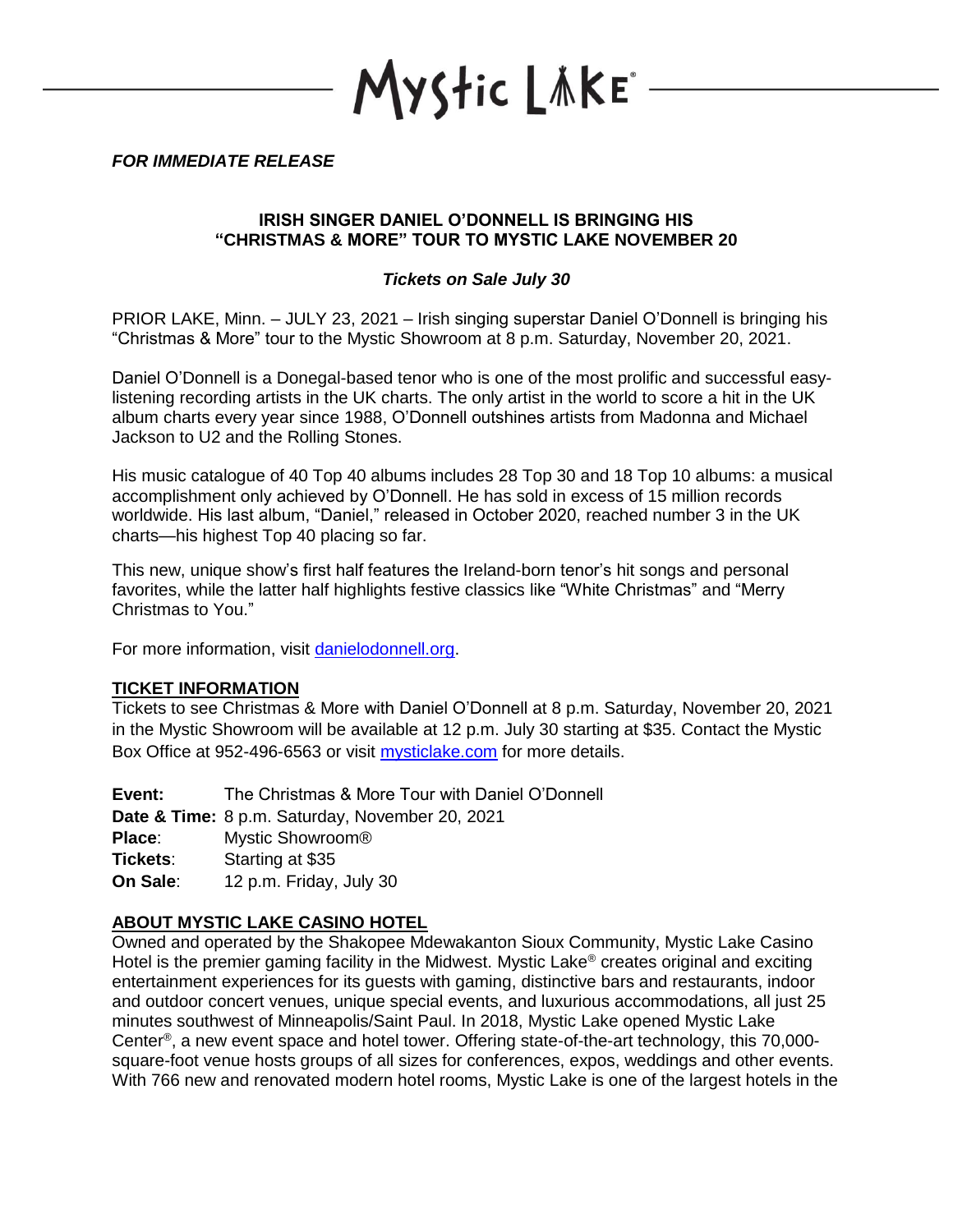Mystic Lake®

*FOR IMMEDIATE RELEASE*

**IRISH SINGER DANIEL O'DONNELL IS BRINGING HIS "CHRISTMAS & MORE" TOUR TO MYSTIC LAKE NOVEMBER 20**

***Tickets on Sale July 30***

PRIOR LAKE, Minn. – JULY 23, 2021 – Irish singing superstar Daniel O'Donnell is bringing his "Christmas & More" tour to the Mystic Showroom at 8 p.m. Saturday, November 20, 2021.

Daniel O'Donnell is a Donegal-based tenor who is one of the most prolific and successful easy-listening recording artists in the UK charts. The only artist in the world to score a hit in the UK album charts every year since 1988, O'Donnell outshines artists from Madonna and Michael Jackson to U2 and the Rolling Stones.

His music catalogue of 40 Top 40 albums includes 28 Top 30 and 18 Top 10 albums: a musical accomplishment only achieved by O'Donnell. He has sold in excess of 15 million records worldwide. His last album, "Daniel," released in October 2020, reached number 3 in the UK charts—his highest Top 40 placing so far.

This new, unique show's first half features the Ireland-born tenor's hit songs and personal favorites, while the latter half highlights festive classics like "White Christmas" and "Merry Christmas to You."

For more information, visit [danielodonnell.org](danielodonnell.org).

**TICKET INFORMATION**

Tickets to see Christmas & More with Daniel O'Donnell at 8 p.m. Saturday, November 20, 2021 in the Mystic Showroom will be available at 12 p.m. July 30 starting at $35. Contact the Mystic Box Office at 952-496-6563 or visit [mysticlake.com](mysticlake.com) for more details.

**Event:** The Christmas & More Tour with Daniel O'Donnell
**Date & Time:** 8 p.m. Saturday, November 20, 2021
**Place**: Mystic Showroom®
**Tickets**: Starting at $35
**On Sale**: 12 p.m. Friday, July 30

**ABOUT MYSTIC LAKE CASINO HOTEL**

Owned and operated by the Shakopee Mdewakanton Sioux Community, Mystic Lake Casino Hotel is the premier gaming facility in the Midwest. Mystic Lake® creates original and exciting entertainment experiences for its guests with gaming, distinctive bars and restaurants, indoor and outdoor concert venues, unique special events, and luxurious accommodations, all just 25 minutes southwest of Minneapolis/Saint Paul. In 2018, Mystic Lake opened Mystic Lake Center®, a new event space and hotel tower. Offering state-of-the-art technology, this 70,000-square-foot venue hosts groups of all sizes for conferences, expos, weddings and other events. With 766 new and renovated modern hotel rooms, Mystic Lake is one of the largest hotels in the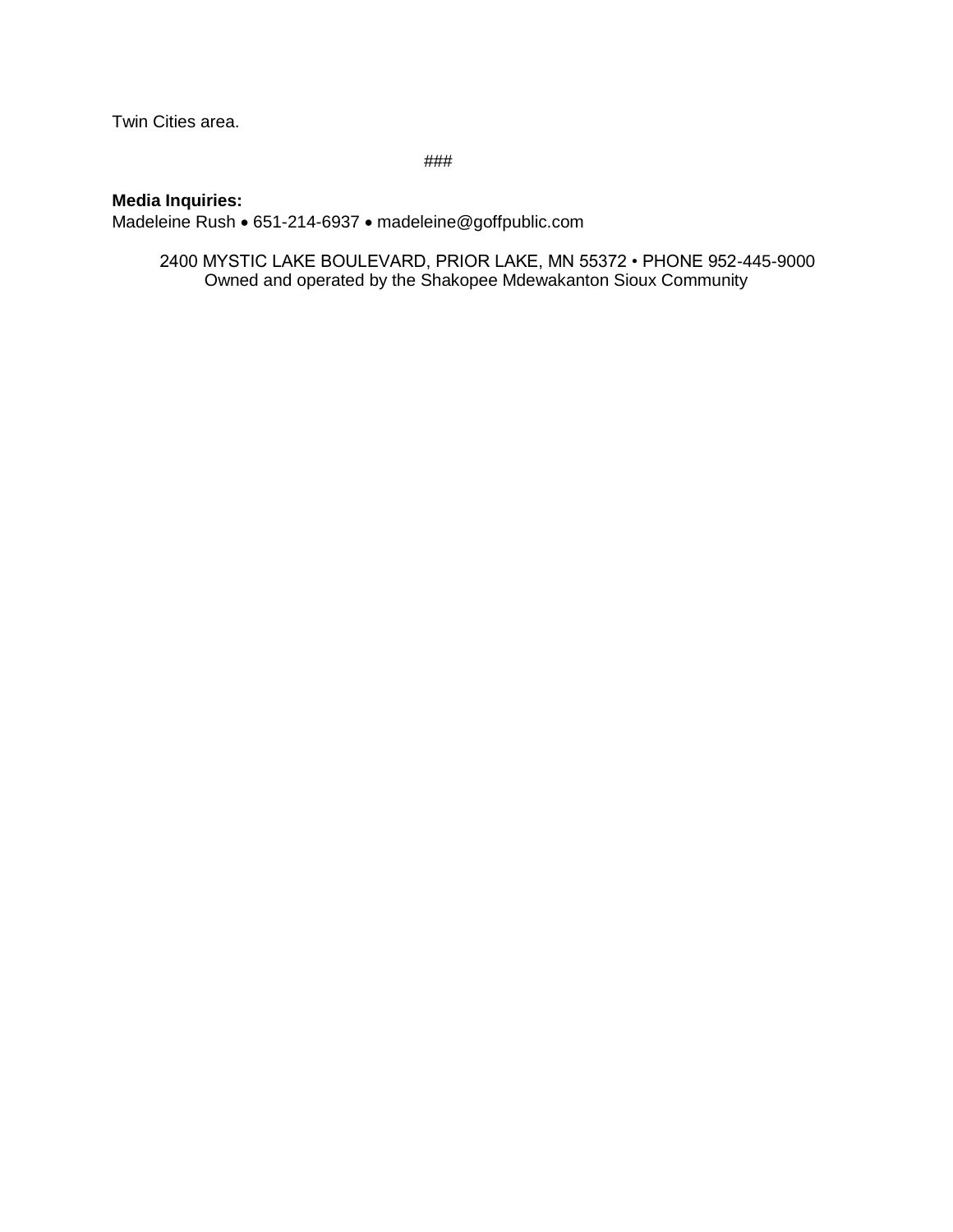Twin Cities area.

###

**Media Inquiries:**
Madeleine Rush • 651-214-6937 • madeleine@goffpublic.com

2400 MYSTIC LAKE BOULEVARD, PRIOR LAKE, MN 55372 • PHONE 952-445-9000
Owned and operated by the Shakopee Mdewakanton Sioux Community